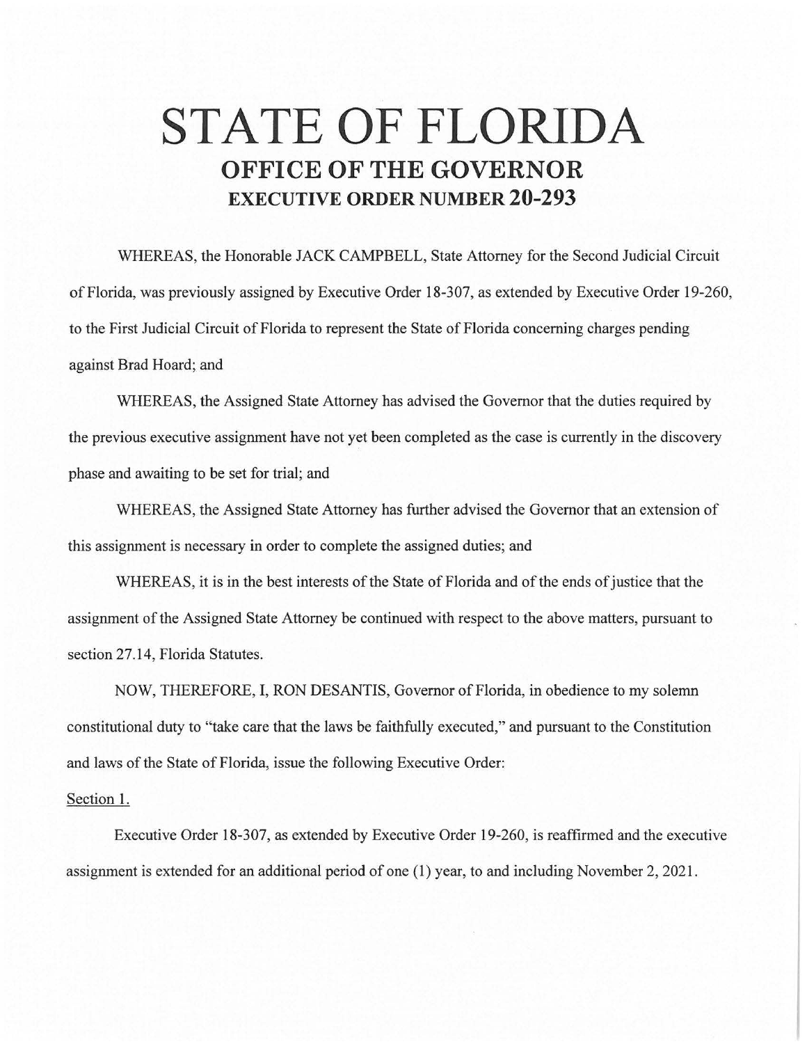# STATE OF FLORIDA

## OFFICE OF THE GOVERNOR

### EXECUTIVE ORDER NUMBER 20-293

WHEREAS, the Honorable JACK CAMPBELL, State Attorney for the Second Judicial Circuit of Florida, was previously assigned by Executive Order 18-307, as extended by Executive Order 19-260, to the First Judicial Circuit of Florida to represent the State of Florida concerning charges pending against Brad Hoard; and

WHEREAS, the Assigned State Attorney has advised the Governor that the duties required by the previous executive assignment have not yet been completed as the case is currently in the discovery phase and awaiting to be set for trial; and

WHEREAS, the Assigned State Attorney has further advised the Governor that an extension of this assignment is necessary in order to complete the assigned duties; and

WHEREAS, it is in the best interests of the State of Florida and of the ends of justice that the assignment of the Assigned State Attorney be continued with respect to the above matters, pursuant to section 27.14, Florida Statutes.

NOW, THEREFORE, I, RON DESANTIS, Governor of Florida, in obedience to my solemn constitutional duty to "take care that the laws be faithfully executed," and pursuant to the Constitution and laws of the State of Florida, issue the following Executive Order:

Section 1.

Executive Order 18-307, as extended by Executive Order 19-260, is reaffirmed and the executive assignment is extended for an additional period of one (1) year, to and including November 2, 2021.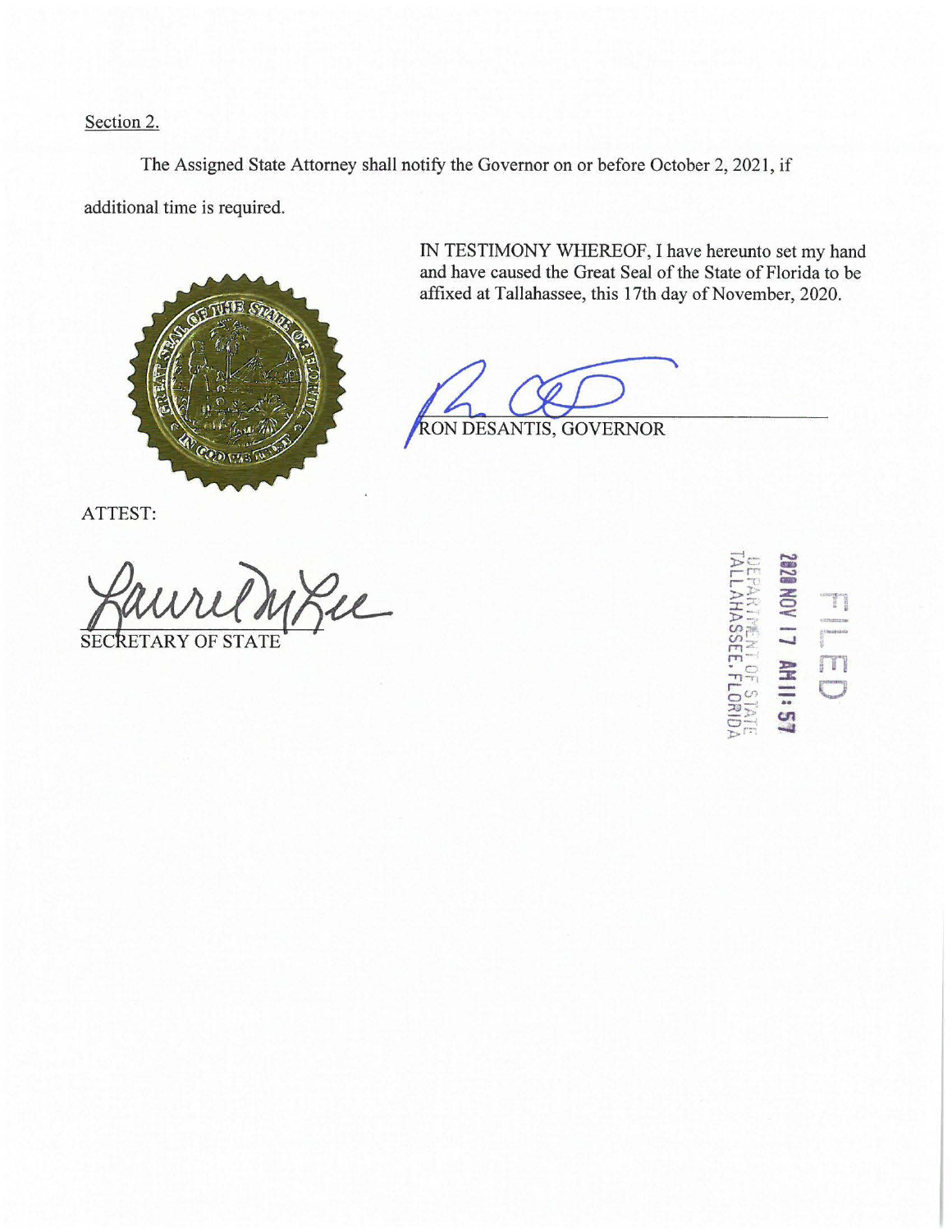Section 2.

The Assigned State Attorney shall notify the Governor on or before October 2, 2021, if additional time is required.

IN TESTIMONY WHEREOF, I have hereunto set my hand and have caused the Great Seal of the State of Florida to be affixed at Tallahassee, this 17th day of November, 2020.

RON DESANTIS, GOVERNOR

ATTEST:

SECRETARY OF STATE

FILED

2020 NOV 17 AM 11:57

DEPARTMENT OF STATE
TALLAHASSEE, FLORIDA